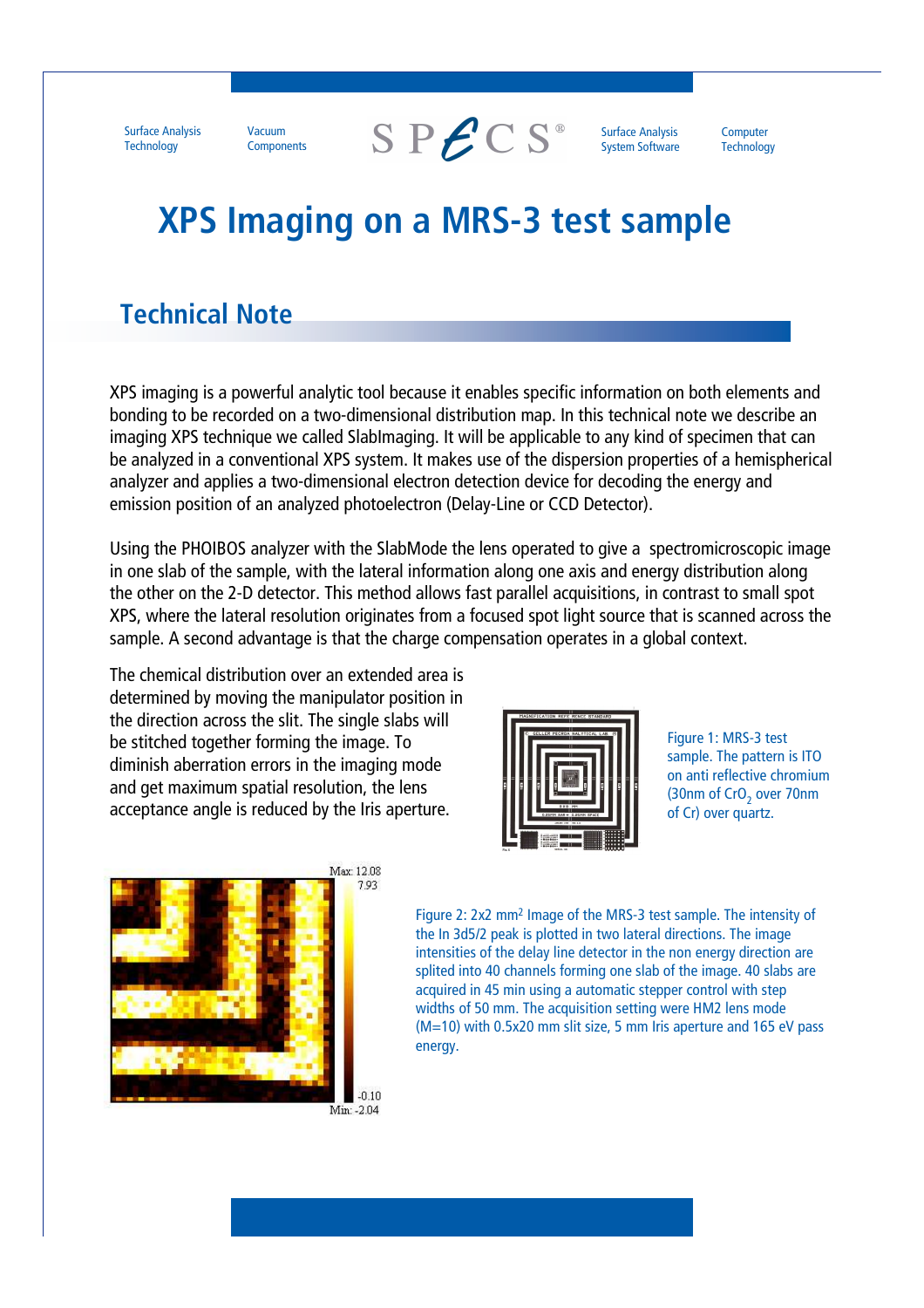# XPS Imaging on a MRS-3 test sample

## Technical Note

XPS imaging is a powerful analytic tool because it enables specific information on both elements and bonding to be recorded on a two-dimensional distribution map. In this technical note we describe an imaging XPS technique we called SlabImaging. It will be applicable to any kind of specimen that can be analyzed in a conventional XPS system. It makes use of the dispersion properties of a hemispherical analyzer and applies a two-dimensional electron detection device for decoding the energy and emission position of an analyzed photoelectron (Delay-Line or CCD Detector).

Using the PHOIBOS analyzer with the SlabMode the lens operated to give a spectromicroscopic image in one slab of the sample, with the lateral information along one axis and energy distribution along the other on the 2-D detector. This method allows fast parallel acquisitions, in contrast to small spot XPS, where the lateral resolution originates from a focused spot light source that is scanned across the sample. A second advantage is that the charge compensation operates in a global context.

The chemical distribution over an extended area is determined by moving the manipulator position in the direction across the slit. The single slabs will be stitched together forming the image. To diminish aberration errors in the imaging mode and get maximum spatial resolution, the lens acceptance angle is reduced by the Iris aperture.

Figure 1: MRS-3 test sample. The pattern is ITO on anti reflective chromium (30nm of $CrO_2$ over 70nm of Cr) over quartz.

Figure 2: 2x2 $mm^2$ Image of the MRS-3 test sample. The intensity of the In 3d5/2 peak is plotted in two lateral directions. The image intensities of the delay line detector in the non energy direction are splited into 40 channels forming one slab of the image. 40 slabs are acquired in 45 min using a automatic stepper control with step widths of 50 mm. The acquisition setting were HM2 lens mode (M=10) with 0.5x20 mm slit size, 5 mm Iris aperture and 165 eV pass energy.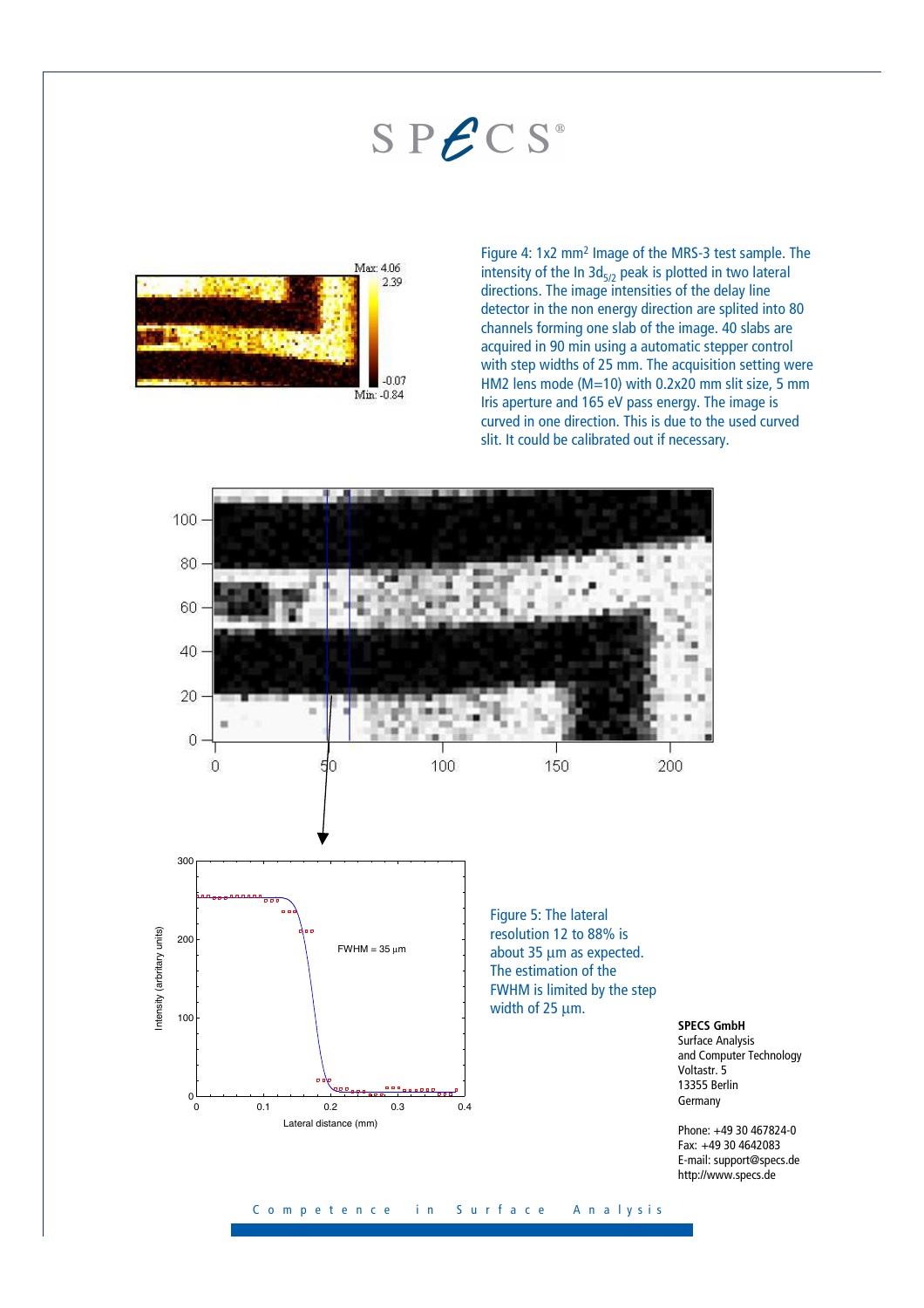SPECS®

Max: 4.06
2.39
-0.07
Min: -0.84

Figure 4: 1x2 mm$^2$ Image of the MRS-3 test sample. The intensity of the In 3d$_{5/2}$ peak is plotted in two lateral directions. The image intensities of the delay line detector in the non energy direction are splited into 80 channels forming one slab of the image. 40 slabs are acquired in 90 min using a automatic stepper control with step widths of 25 mm. The acquisition setting were HM2 lens mode (M=10) with 0.2x20 mm slit size, 5 mm Iris aperture and 165 eV pass energy. The image is curved in one direction. This is due to the used curved slit. It could be calibrated out if necessary.

100
80
60
40
20
0
0
50
100
150
200

300
200
100
0
0
0.1
0.2
0.3
0.4
Intensity (arbitrary units)
Lateral distance (mm)
FWHM = 35 µm

Figure 5: The lateral resolution 12 to 88% is about 35 µm as expected. The estimation of the FWHM is limited by the step width of 25 µm.

**SPECS GmbH**
Surface Analysis
and Computer Technology
Voltastr. 5
13355 Berlin
Germany

Phone: +49 30 467824-0
Fax: +49 30 4642083
E-mail: support@specs.de
http://www.specs.de

Competence in Surface Analysis